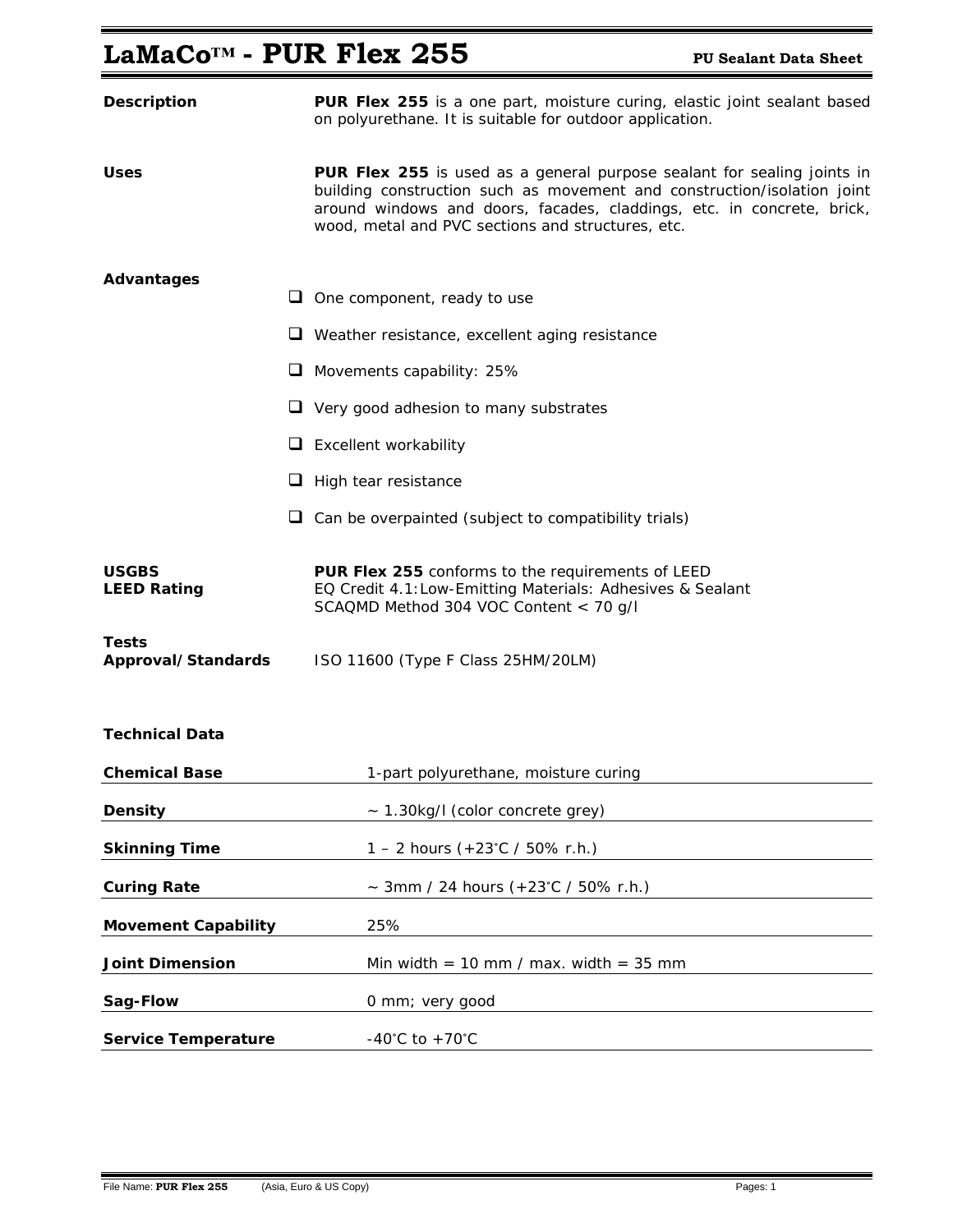# LaMaCo™ - PUR Flex 255

**PU Sealant Data Sheet**

**Description**

**PUR Flex 255** is a one part, moisture curing, elastic joint sealant based on polyurethane. It is suitable for outdoor application.

**Uses**

**PUR Flex 255** is used as a general purpose sealant for sealing joints in building construction such as movement and construction/isolation joint around windows and doors, facades, claddings, etc. in concrete, brick, wood, metal and PVC sections and structures, etc.

**Advantages**

- One component, ready to use
- Weather resistance, excellent aging resistance
- Movements capability: 25%
- Very good adhesion to many substrates
- Excellent workability
- High tear resistance
- Can be overpainted (subject to compatibility trials)

**USGBS LEED Rating**

**PUR Flex 255** conforms to the requirements of LEED
EQ Credit 4.1: Low-Emitting Materials: Adhesives & Sealant
SCAQMD Method 304 VOC Content < 70 g/l

**Tests Approval/Standards**

ISO 11600 (Type F Class 25HM/20LM)

**Technical Data**

| | |
|---|---|
| **Chemical Base** | 1-part polyurethane, moisture curing |
| **Density** | ~ 1.30kg/l (color concrete grey) |
| **Skinning Time** | 1 – 2 hours (+23°C / 50% r.h.) |
| **Curing Rate** | ~ 3mm / 24 hours (+23°C / 50% r.h.) |
| **Movement Capability** | 25% |
| **Joint Dimension** | Min width = 10 mm / max. width = 35 mm |
| **Sag-Flow** | 0 mm; very good |
| **Service Temperature** | -40°C to +70°C |

File Name: **PUR Flex 255** (Asia, Euro & US Copy)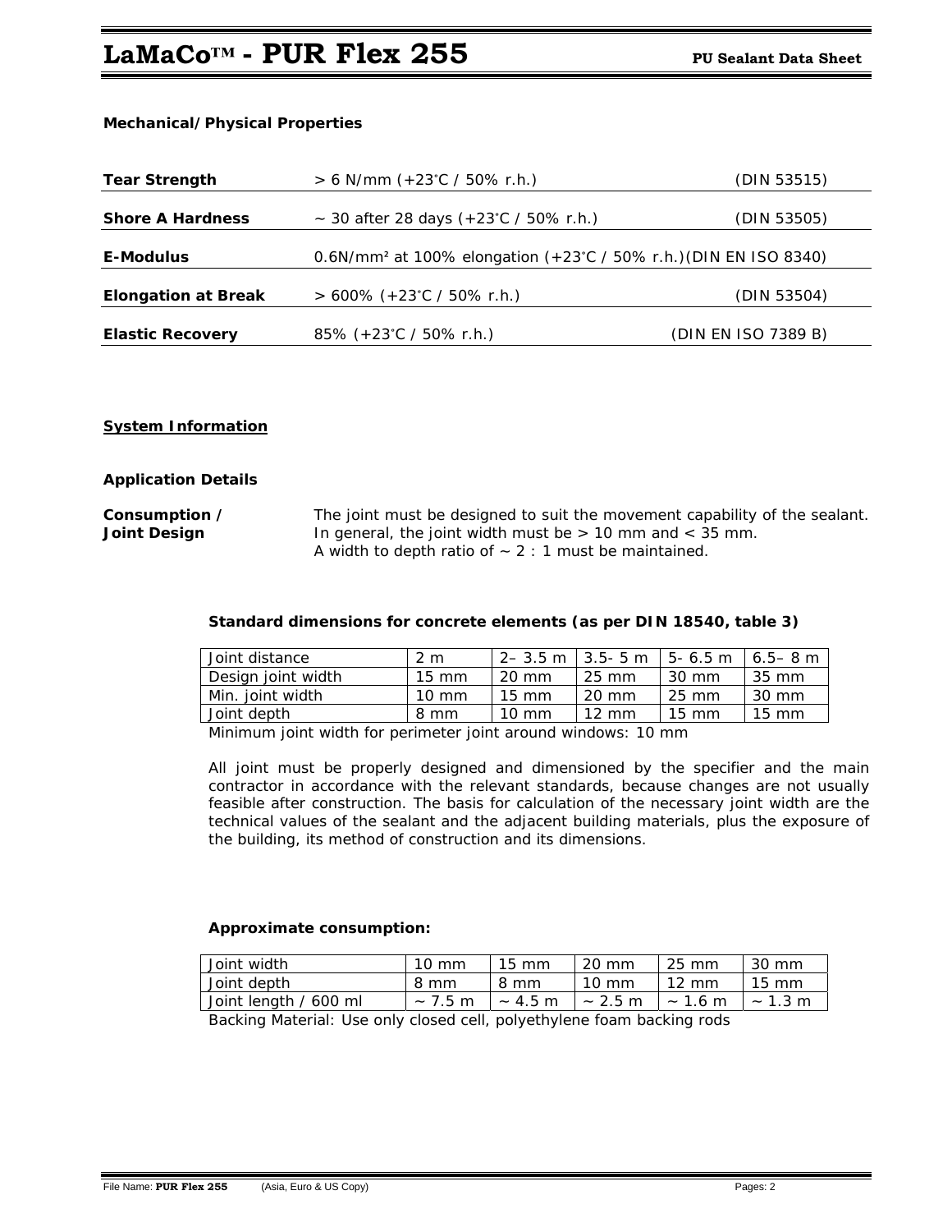**Mechanical/Physical Properties**

| | | |
|---|---|---|
| **Tear Strength** | > 6 N/mm (+23°C / 50% r.h.) | (DIN 53515) |
| **Shore A Hardness** | ~ 30 after 28 days (+23°C / 50% r.h.) | (DIN 53505) |
| **E-Modulus** | 0.6N/mm² at 100% elongation (+23°C / 50% r.h.) | (DIN EN ISO 8340) |
| **Elongation at Break** | > 600% (+23°C / 50% r.h.) | (DIN 53504) |
| **Elastic Recovery** | 85% (+23°C / 50% r.h.) | (DIN EN ISO 7389 B) |

## System Information

### Application Details

**Consumption / Joint Design**

The joint must be designed to suit the movement capability of the sealant. In general, the joint width must be > 10 mm and < 35 mm.
A width to depth ratio of ~ 2 : 1 must be maintained.

**Standard dimensions for concrete elements (as per DIN 18540, table 3)**

| Joint distance | 2 m | 2– 3.5 m | 3.5- 5 m | 5- 6.5 m | 6.5– 8 m |
|---|---|---|---|---|---|
| Design joint width | 15 mm | 20 mm | 25 mm | 30 mm | 35 mm |
| Min. joint width | 10 mm | 15 mm | 20 mm | 25 mm | 30 mm |
| Joint depth | 8 mm | 10 mm | 12 mm | 15 mm | 15 mm |

Minimum joint width for perimeter joint around windows: 10 mm

All joint must be properly designed and dimensioned by the specifier and the main contractor in accordance with the relevant standards, because changes are not usually feasible after construction. The basis for calculation of the necessary joint width are the technical values of the sealant and the adjacent building materials, plus the exposure of the building, its method of construction and its dimensions.

**Approximate consumption:**

| Joint width | 10 mm | 15 mm | 20 mm | 25 mm | 30 mm |
|---|---|---|---|---|---|
| Joint depth | 8 mm | 8 mm | 10 mm | 12 mm | 15 mm |
| Joint length / 600 ml | ~ 7.5 m | ~ 4.5 m | ~ 2.5 m | ~ 1.6 m | ~ 1.3 m |

Backing Material: Use only closed cell, polyethylene foam backing rods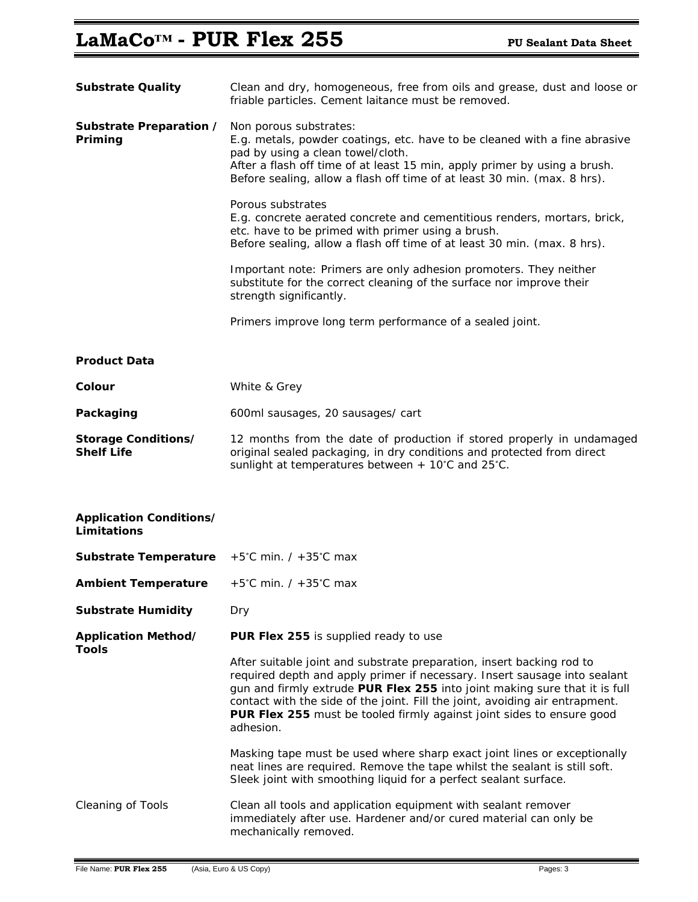| | |
|---|---|
| **Substrate Quality** | Clean and dry, homogeneous, free from oils and grease, dust and loose or friable particles. Cement laitance must be removed. |
| **Substrate Preparation / Priming** | Non porous substrates:<br>E.g. metals, powder coatings, etc. have to be cleaned with a fine abrasive pad by using a clean towel/cloth.<br>After a flash off time of at least 15 min, apply primer by using a brush.<br>Before sealing, allow a flash off time of at least 30 min. (max. 8 hrs).<br><br>Porous substrates<br>E.g. concrete aerated concrete and cementitious renders, mortars, brick, etc. have to be primed with primer using a brush.<br>Before sealing, allow a flash off time of at least 30 min. (max. 8 hrs).<br><br>Important note: Primers are only adhesion promoters. They neither substitute for the correct cleaning of the surface nor improve their strength significantly.<br><br>Primers improve long term performance of a sealed joint. |

**Product Data**

| | |
|---|---|
| **Colour** | White & Grey |
| **Packaging** | 600ml sausages, 20 sausages/ cart |
| **Storage Conditions/ Shelf Life** | 12 months from the date of production if stored properly in undamaged original sealed packaging, in dry conditions and protected from direct sunlight at temperatures between + 10°C and 25°C. |

**Application Conditions/ Limitations**

| | |
|---|---|
| **Substrate Temperature** | +5°C min. / +35°C max |
| **Ambient Temperature** | +5°C min. / +35°C max |
| **Substrate Humidity** | Dry |
| **Application Method/ Tools** | **PUR Flex 255** is supplied ready to use<br><br>After suitable joint and substrate preparation, insert backing rod to required depth and apply primer if necessary. Insert sausage into sealant gun and firmly extrude **PUR Flex 255** into joint making sure that it is full contact with the side of the joint. Fill the joint, avoiding air entrapment. **PUR Flex 255** must be tooled firmly against joint sides to ensure good adhesion.<br><br>Masking tape must be used where sharp exact joint lines or exceptionally neat lines are required. Remove the tape whilst the sealant is still soft. Sleek joint with smoothing liquid for a perfect sealant surface. |
| Cleaning of Tools | Clean all tools and application equipment with sealant remover immediately after use. Hardener and/or cured material can only be mechanically removed. |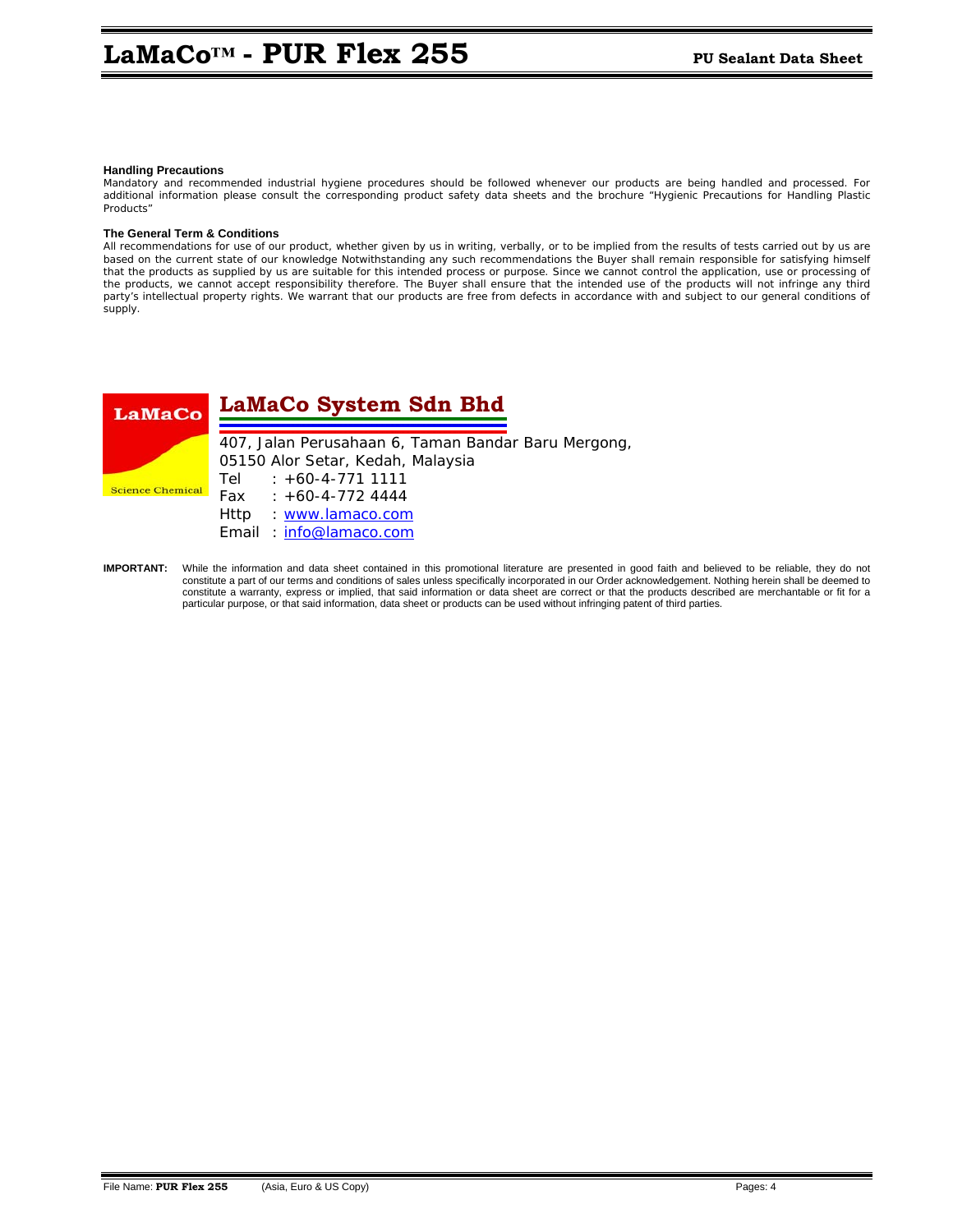**Handling Precautions**

Mandatory and recommended industrial hygiene procedures should be followed whenever our products are being handled and processed. For additional information please consult the corresponding product safety data sheets and the brochure "Hygienic Precautions for Handling Plastic Products"

**The General Term & Conditions**

All recommendations for use of our product, whether given by us in writing, verbally, or to be implied from the results of tests carried out by us are based on the current state of our knowledge Notwithstanding any such recommendations the Buyer shall remain responsible for satisfying himself that the products as supplied by us are suitable for this intended process or purpose. Since we cannot control the application, use or processing of the products, we cannot accept responsibility therefore. The Buyer shall ensure that the intended use of the products will not infringe any third party's intellectual property rights. We warrant that our products are free from defects in accordance with and subject to our general conditions of supply.

LaMaCo

Science Chemical

## LaMaCo System Sdn Bhd

407, Jalan Perusahaan 6, Taman Bandar Baru Mergong,
05150 Alor Setar, Kedah, Malaysia
Tel : +60-4-771 1111
Fax : +60-4-772 4444
Http : www.lamaco.com
Email : info@lamaco.com

**IMPORTANT:** While the information and data sheet contained in this promotional literature are presented in good faith and believed to be reliable, they do not constitute a part of our terms and conditions of sales unless specifically incorporated in our Order acknowledgement. Nothing herein shall be deemed to constitute a warranty, express or implied, that said information or data sheet are correct or that the products described are merchantable or fit for a particular purpose, or that said information, data sheet or products can be used without infringing patent of third parties.